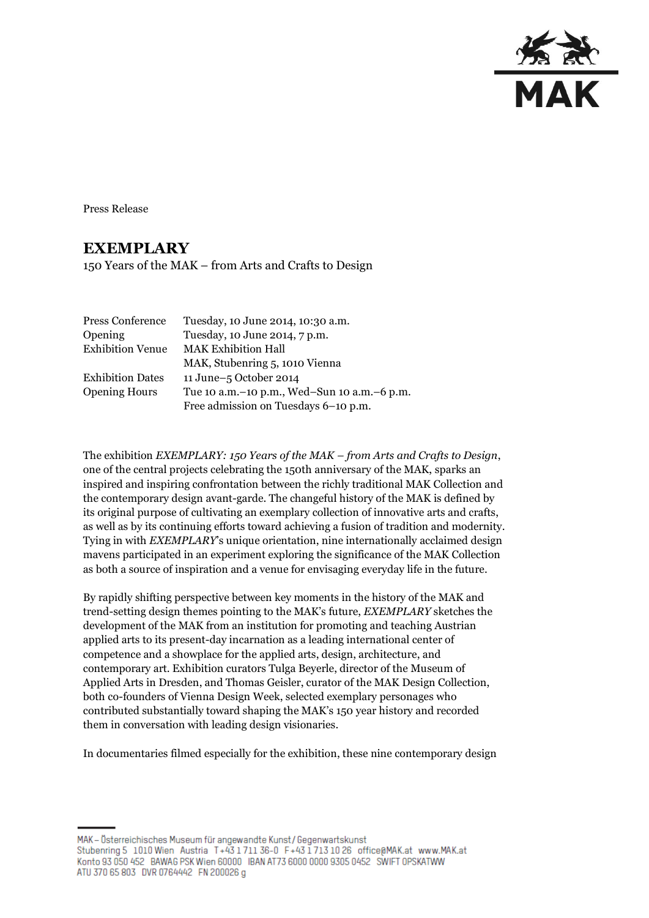Press Release

# EXEMPLARY

150 Years of the MAK – from Arts and Crafts to Design

| | |
|---|---|
| Press Conference | Tuesday, 10 June 2014, 10:30 a.m. |
| Opening | Tuesday, 10 June 2014, 7 p.m. |
| Exhibition Venue | MAK Exhibition Hall<br>MAK, Stubenring 5, 1010 Vienna |
| Exhibition Dates | 11 June–5 October 2014 |
| Opening Hours | Tue 10 a.m.–10 p.m., Wed–Sun 10 a.m.–6 p.m.<br>Free admission on Tuesdays 6–10 p.m. |

The exhibition *EXEMPLARY: 150 Years of the MAK – from Arts and Crafts to Design*, one of the central projects celebrating the 150th anniversary of the MAK, sparks an inspired and inspiring confrontation between the richly traditional MAK Collection and the contemporary design avant-garde. The changeful history of the MAK is defined by its original purpose of cultivating an exemplary collection of innovative arts and crafts, as well as by its continuing efforts toward achieving a fusion of tradition and modernity. Tying in with *EXEMPLARY*'s unique orientation, nine internationally acclaimed design mavens participated in an experiment exploring the significance of the MAK Collection as both a source of inspiration and a venue for envisaging everyday life in the future.

By rapidly shifting perspective between key moments in the history of the MAK and trend-setting design themes pointing to the MAK's future, *EXEMPLARY* sketches the development of the MAK from an institution for promoting and teaching Austrian applied arts to its present-day incarnation as a leading international center of competence and a showplace for the applied arts, design, architecture, and contemporary art. Exhibition curators Tulga Beyerle, director of the Museum of Applied Arts in Dresden, and Thomas Geisler, curator of the MAK Design Collection, both co-founders of Vienna Design Week, selected exemplary personages who contributed substantially toward shaping the MAK's 150 year history and recorded them in conversation with leading design visionaries.

In documentaries filmed especially for the exhibition, these nine contemporary design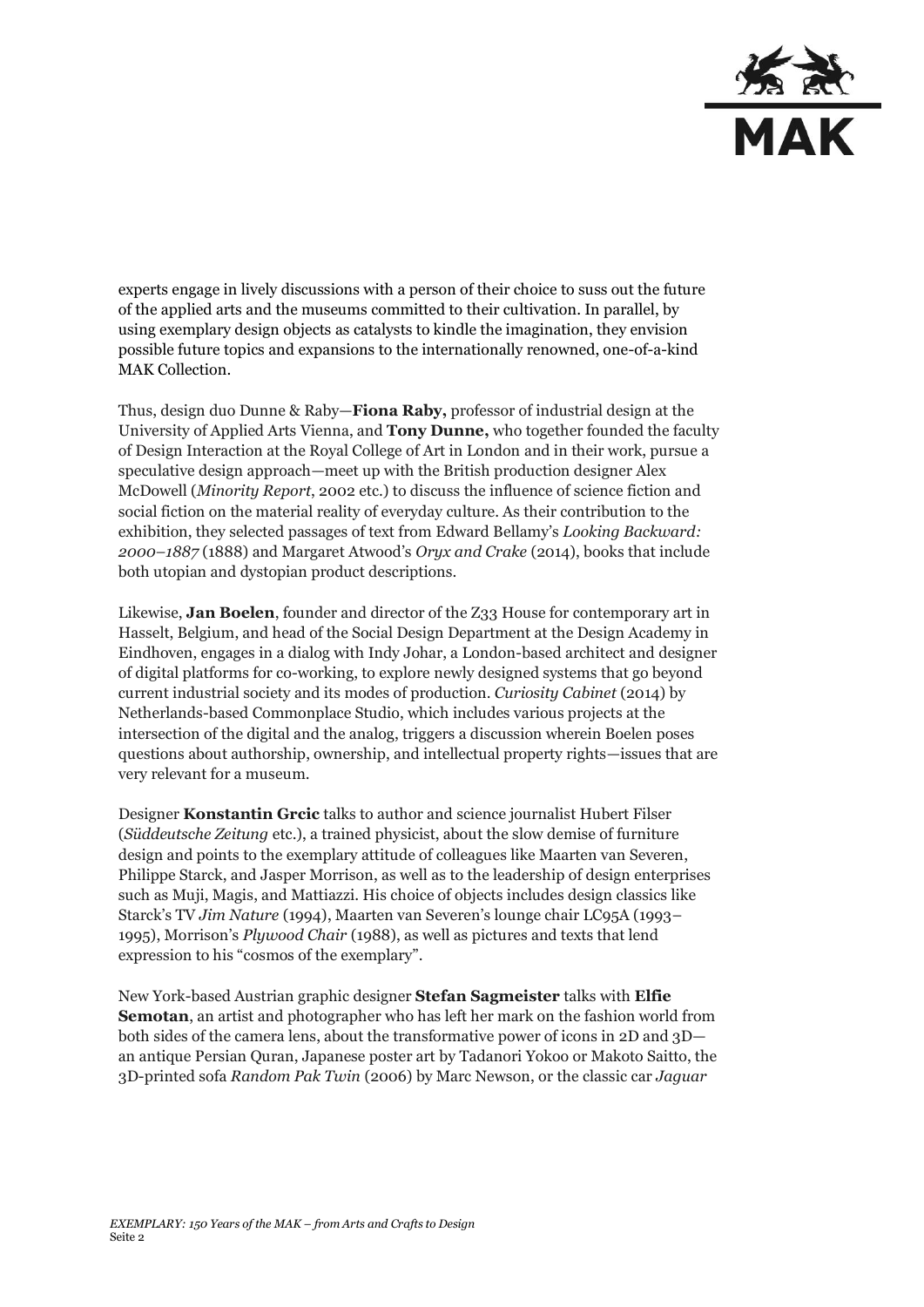experts engage in lively discussions with a person of their choice to suss out the future of the applied arts and the museums committed to their cultivation. In parallel, by using exemplary design objects as catalysts to kindle the imagination, they envision possible future topics and expansions to the internationally renowned, one-of-a-kind MAK Collection.

Thus, design duo Dunne & Raby—**Fiona Raby,** professor of industrial design at the University of Applied Arts Vienna, and **Tony Dunne,** who together founded the faculty of Design Interaction at the Royal College of Art in London and in their work, pursue a speculative design approach—meet up with the British production designer Alex McDowell (*Minority Report*, 2002 etc.) to discuss the influence of science fiction and social fiction on the material reality of everyday culture. As their contribution to the exhibition, they selected passages of text from Edward Bellamy's *Looking Backward: 2000–1887* (1888) and Margaret Atwood's *Oryx and Crake* (2014), books that include both utopian and dystopian product descriptions.

Likewise, **Jan Boelen**, founder and director of the Z33 House for contemporary art in Hasselt, Belgium, and head of the Social Design Department at the Design Academy in Eindhoven, engages in a dialog with Indy Johar, a London-based architect and designer of digital platforms for co-working, to explore newly designed systems that go beyond current industrial society and its modes of production. *Curiosity Cabinet* (2014) by Netherlands-based Commonplace Studio, which includes various projects at the intersection of the digital and the analog, triggers a discussion wherein Boelen poses questions about authorship, ownership, and intellectual property rights—issues that are very relevant for a museum.

Designer **Konstantin Grcic** talks to author and science journalist Hubert Filser (*Süddeutsche Zeitung* etc.), a trained physicist, about the slow demise of furniture design and points to the exemplary attitude of colleagues like Maarten van Severen, Philippe Starck, and Jasper Morrison, as well as to the leadership of design enterprises such as Muji, Magis, and Mattiazzi. His choice of objects includes design classics like Starck's TV *Jim Nature* (1994), Maarten van Severen's lounge chair LC95A (1993–1995), Morrison's *Plywood Chair* (1988), as well as pictures and texts that lend expression to his "cosmos of the exemplary".

New York-based Austrian graphic designer **Stefan Sagmeister** talks with **Elfie Semotan**, an artist and photographer who has left her mark on the fashion world from both sides of the camera lens, about the transformative power of icons in 2D and 3D—an antique Persian Quran, Japanese poster art by Tadanori Yokoo or Makoto Saitto, the 3D-printed sofa *Random Pak Twin* (2006) by Marc Newson, or the classic car *Jaguar*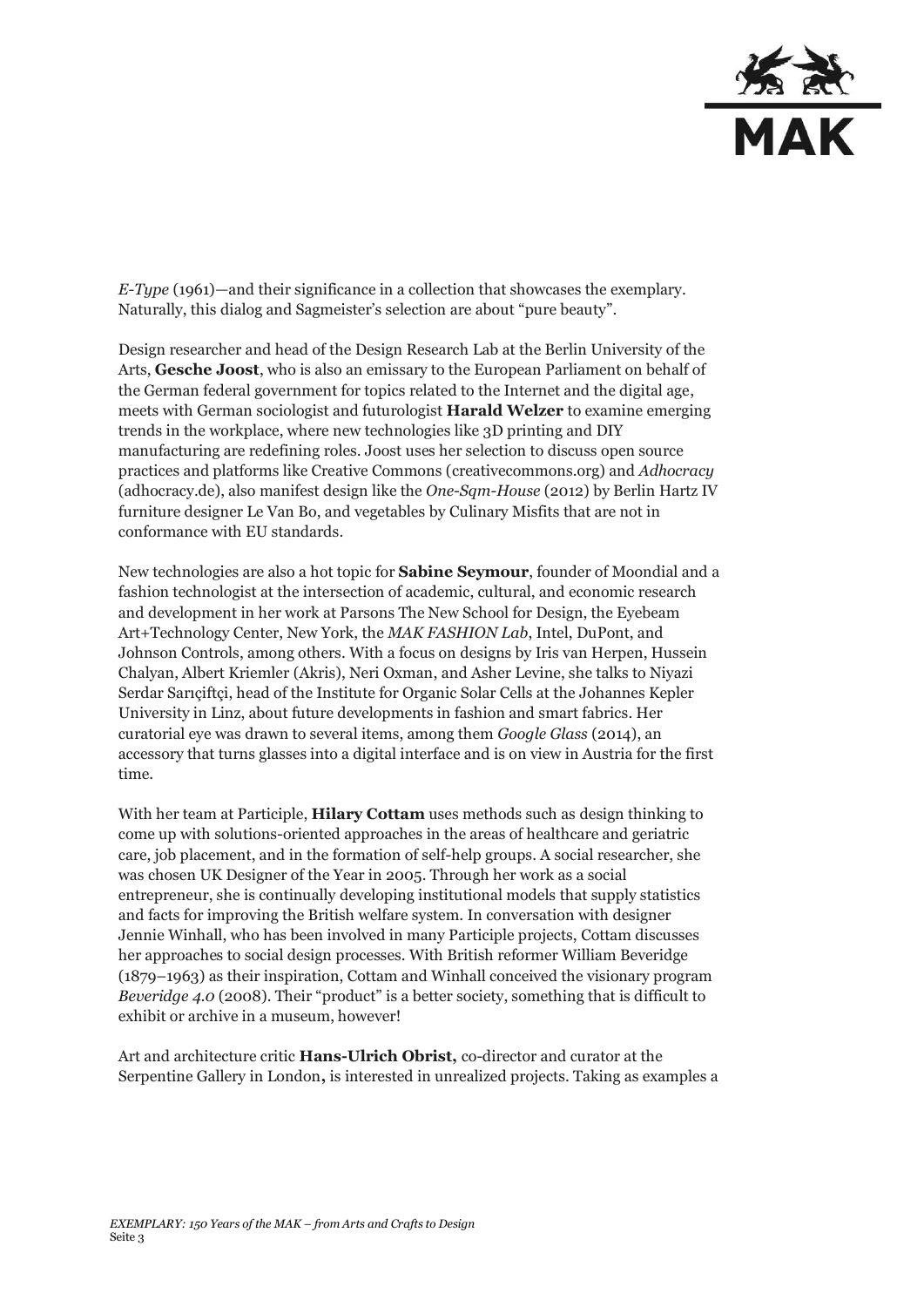*E-Type* (1961)—and their significance in a collection that showcases the exemplary. Naturally, this dialog and Sagmeister's selection are about "pure beauty".

Design researcher and head of the Design Research Lab at the Berlin University of the Arts, **Gesche Joost**, who is also an emissary to the European Parliament on behalf of the German federal government for topics related to the Internet and the digital age, meets with German sociologist and futurologist **Harald Welzer** to examine emerging trends in the workplace, where new technologies like 3D printing and DIY manufacturing are redefining roles. Joost uses her selection to discuss open source practices and platforms like Creative Commons (creativecommons.org) and *Adhocracy* (adhocracy.de), also manifest design like the *One-Sqm-House* (2012) by Berlin Hartz IV furniture designer Le Van Bo, and vegetables by Culinary Misfits that are not in conformance with EU standards.

New technologies are also a hot topic for **Sabine Seymour**, founder of Moondial and a fashion technologist at the intersection of academic, cultural, and economic research and development in her work at Parsons The New School for Design, the Eyebeam Art+Technology Center, New York, the *MAK FASHION Lab*, Intel, DuPont, and Johnson Controls, among others. With a focus on designs by Iris van Herpen, Hussein Chalyan, Albert Kriemler (Akris), Neri Oxman, and Asher Levine, she talks to Niyazi Serdar Sarıçiftçi, head of the Institute for Organic Solar Cells at the Johannes Kepler University in Linz, about future developments in fashion and smart fabrics. Her curatorial eye was drawn to several items, among them *Google Glass* (2014), an accessory that turns glasses into a digital interface and is on view in Austria for the first time.

With her team at Participle, **Hilary Cottam** uses methods such as design thinking to come up with solutions-oriented approaches in the areas of healthcare and geriatric care, job placement, and in the formation of self-help groups. A social researcher, she was chosen UK Designer of the Year in 2005. Through her work as a social entrepreneur, she is continually developing institutional models that supply statistics and facts for improving the British welfare system. In conversation with designer Jennie Winhall, who has been involved in many Participle projects, Cottam discusses her approaches to social design processes. With British reformer William Beveridge (1879–1963) as their inspiration, Cottam and Winhall conceived the visionary program *Beveridge 4.0* (2008). Their "product" is a better society, something that is difficult to exhibit or archive in a museum, however!

Art and architecture critic **Hans-Ulrich Obrist,** co-director and curator at the Serpentine Gallery in London**,** is interested in unrealized projects. Taking as examples a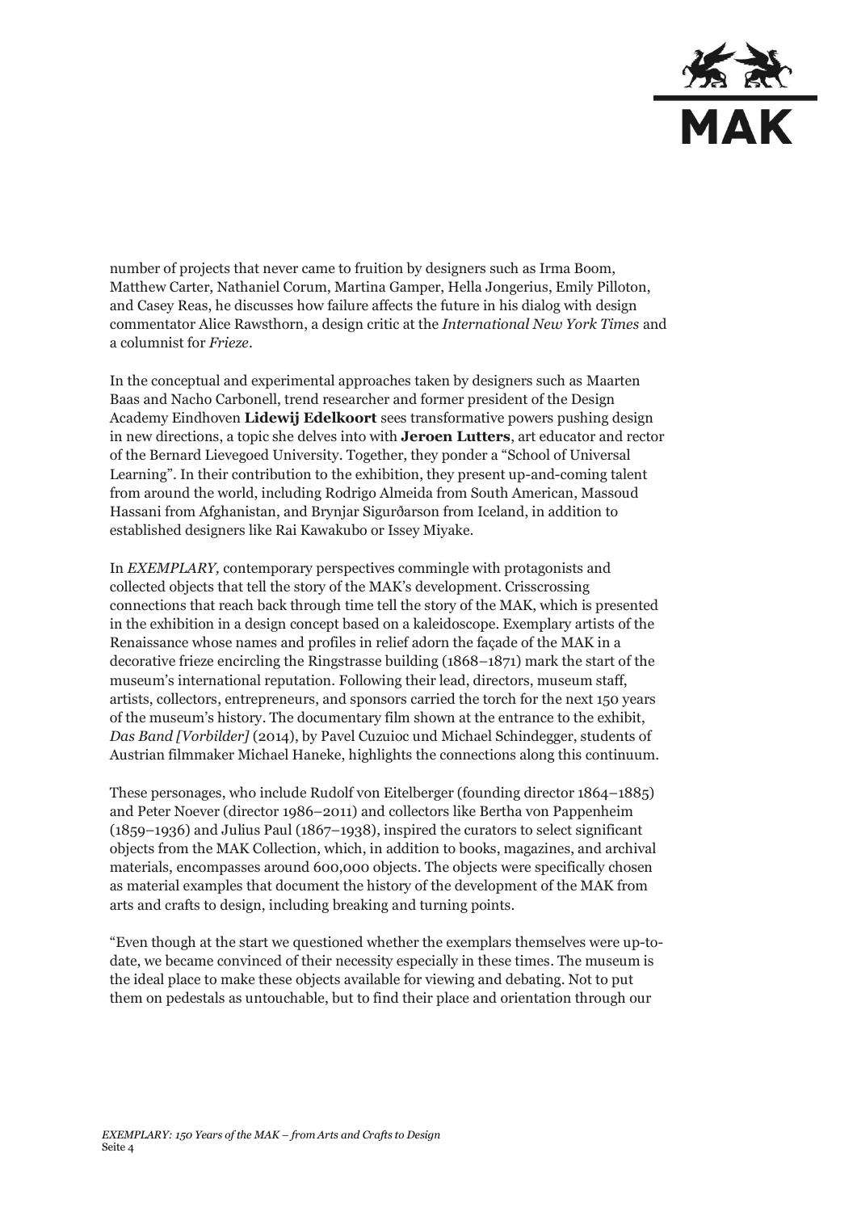number of projects that never came to fruition by designers such as Irma Boom, Matthew Carter, Nathaniel Corum, Martina Gamper, Hella Jongerius, Emily Pilloton, and Casey Reas, he discusses how failure affects the future in his dialog with design commentator Alice Rawsthorn, a design critic at the *International New York Times* and a columnist for *Frieze*.

In the conceptual and experimental approaches taken by designers such as Maarten Baas and Nacho Carbonell, trend researcher and former president of the Design Academy Eindhoven **Lidewij Edelkoort** sees transformative powers pushing design in new directions, a topic she delves into with **Jeroen Lutters**, art educator and rector of the Bernard Lievegoed University. Together, they ponder a "School of Universal Learning". In their contribution to the exhibition, they present up-and-coming talent from around the world, including Rodrigo Almeida from South American, Massoud Hassani from Afghanistan, and Brynjar Sigurðarson from Iceland, in addition to established designers like Rai Kawakubo or Issey Miyake.

In *EXEMPLARY,* contemporary perspectives commingle with protagonists and collected objects that tell the story of the MAK's development. Crisscrossing connections that reach back through time tell the story of the MAK, which is presented in the exhibition in a design concept based on a kaleidoscope. Exemplary artists of the Renaissance whose names and profiles in relief adorn the façade of the MAK in a decorative frieze encircling the Ringstrasse building (1868–1871) mark the start of the museum's international reputation. Following their lead, directors, museum staff, artists, collectors, entrepreneurs, and sponsors carried the torch for the next 150 years of the museum's history. The documentary film shown at the entrance to the exhibit, *Das Band [Vorbilder]* (2014), by Pavel Cuzuioc und Michael Schindegger, students of Austrian filmmaker Michael Haneke, highlights the connections along this continuum.

These personages, who include Rudolf von Eitelberger (founding director 1864–1885) and Peter Noever (director 1986–2011) and collectors like Bertha von Pappenheim (1859–1936) and Julius Paul (1867–1938), inspired the curators to select significant objects from the MAK Collection, which, in addition to books, magazines, and archival materials, encompasses around 600,000 objects. The objects were specifically chosen as material examples that document the history of the development of the MAK from arts and crafts to design, including breaking and turning points.

"Even though at the start we questioned whether the exemplars themselves were up-to-date, we became convinced of their necessity especially in these times. The museum is the ideal place to make these objects available for viewing and debating. Not to put them on pedestals as untouchable, but to find their place and orientation through our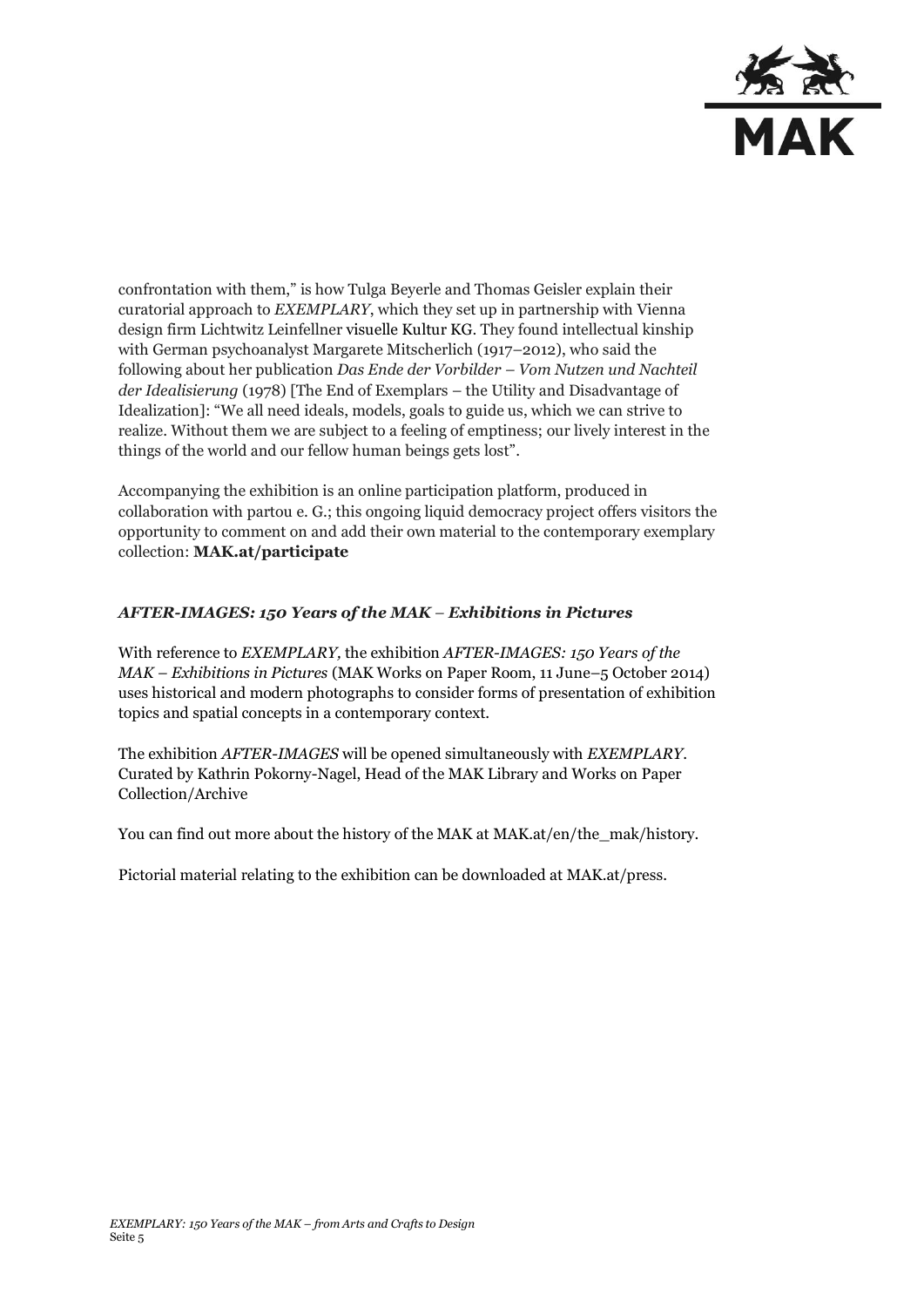confrontation with them," is how Tulga Beyerle and Thomas Geisler explain their curatorial approach to *EXEMPLARY*, which they set up in partnership with Vienna design firm Lichtwitz Leinfellner visuelle Kultur KG. They found intellectual kinship with German psychoanalyst Margarete Mitscherlich (1917–2012), who said the following about her publication *Das Ende der Vorbilder – Vom Nutzen und Nachteil der Idealisierung* (1978) [The End of Exemplars – the Utility and Disadvantage of Idealization]: "We all need ideals, models, goals to guide us, which we can strive to realize. Without them we are subject to a feeling of emptiness; our lively interest in the things of the world and our fellow human beings gets lost".

Accompanying the exhibition is an online participation platform, produced in collaboration with partou e. G.; this ongoing liquid democracy project offers visitors the opportunity to comment on and add their own material to the contemporary exemplary collection: **MAK.at/participate**

### *AFTER-IMAGES: 150 Years of the MAK – Exhibitions in Pictures*

With reference to *EXEMPLARY,* the exhibition *AFTER-IMAGES: 150 Years of the MAK – Exhibitions in Pictures* (MAK Works on Paper Room, 11 June–5 October 2014) uses historical and modern photographs to consider forms of presentation of exhibition topics and spatial concepts in a contemporary context.

The exhibition *AFTER-IMAGES* will be opened simultaneously with *EXEMPLARY*. Curated by Kathrin Pokorny-Nagel, Head of the MAK Library and Works on Paper Collection/Archive

You can find out more about the history of the MAK at MAK.at/en/the_mak/history.

Pictorial material relating to the exhibition can be downloaded at MAK.at/press.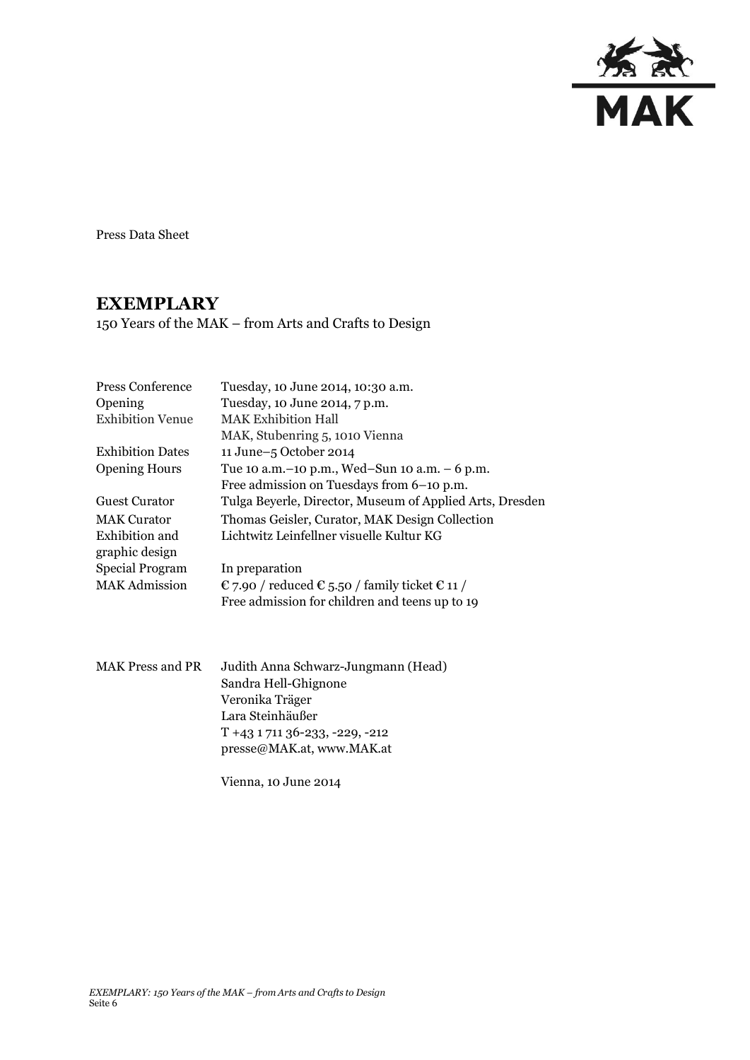Press Data Sheet

# EXEMPLARY

150 Years of the MAK – from Arts and Crafts to Design

| | |
|---|---|
| Press Conference | Tuesday, 10 June 2014, 10:30 a.m. |
| Opening | Tuesday, 10 June 2014, 7 p.m. |
| Exhibition Venue | MAK Exhibition Hall<br>MAK, Stubenring 5, 1010 Vienna |
| Exhibition Dates | 11 June–5 October 2014 |
| Opening Hours | Tue 10 a.m.–10 p.m., Wed–Sun 10 a.m. – 6 p.m.<br>Free admission on Tuesdays from 6–10 p.m. |
| Guest Curator | Tulga Beyerle, Director, Museum of Applied Arts, Dresden |
| MAK Curator | Thomas Geisler, Curator, MAK Design Collection |
| Exhibition and graphic design | Lichtwitz Leinfellner visuelle Kultur KG |
| Special Program | In preparation |
| MAK Admission | € 7.90 / reduced € 5.50 / family ticket € 11 /<br>Free admission for children and teens up to 19 |

| | |
|---|---|
| MAK Press and PR | Judith Anna Schwarz-Jungmann (Head)<br>Sandra Hell-Ghignone<br>Veronika Träger<br>Lara Steinhäußer<br>T +43 1 711 36-233, -229, -212<br>presse@MAK.at, www.MAK.at |

Vienna, 10 June 2014